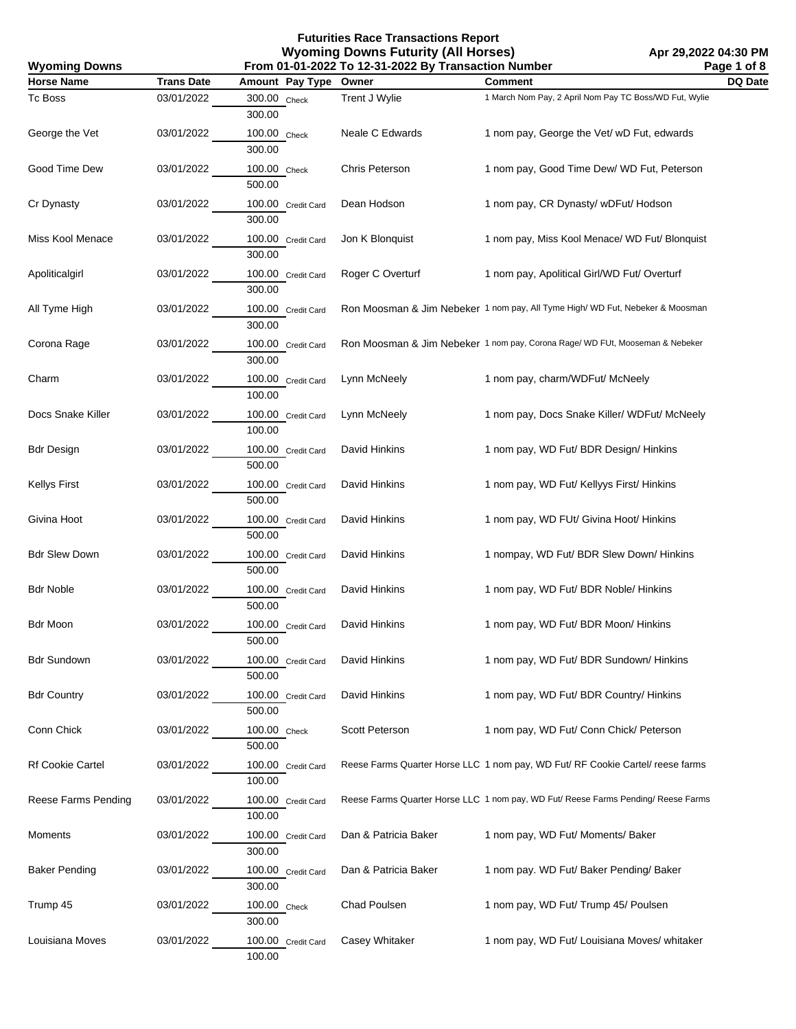# Futurities Race Transactions Report

## Wyoming Downs Futurity (All Horses)

**From 01-01-2022 To 12-31-2022 By Transaction Number**

Wyoming Downs — Apr 29,2022 04:30 PM

| Horse Name | Trans Date | Amount | Pay Type | Owner | Comment | DQ Date |
|---|---|---|---|---|---|---|
| Tc Boss | 03/01/2022 | 300.00 / 300.00 | Check | Trent J Wylie | 1 March Nom Pay, 2 April Nom Pay TC Boss/WD Fut, Wylie | |
| George the Vet | 03/01/2022 | 100.00 / 300.00 | Check | Neale C Edwards | 1 nom pay, George the Vet/ wD Fut, edwards | |
| Good Time Dew | 03/01/2022 | 100.00 / 500.00 | Check | Chris Peterson | 1 nom pay, Good Time Dew/ WD Fut, Peterson | |
| Cr Dynasty | 03/01/2022 | 100.00 / 300.00 | Credit Card | Dean Hodson | 1 nom pay, CR Dynasty/ wDFut/ Hodson | |
| Miss Kool Menace | 03/01/2022 | 100.00 / 300.00 | Credit Card | Jon K Blonquist | 1 nom pay, Miss Kool Menace/ WD Fut/ Blonquist | |
| Apoliticalgirl | 03/01/2022 | 100.00 / 300.00 | Credit Card | Roger C Overturf | 1 nom pay, Apolitical Girl/WD Fut/ Overturf | |
| All Tyme High | 03/01/2022 | 100.00 / 300.00 | Credit Card | Ron Moosman & Jim Nebeker | 1 nom pay, All Tyme High/ WD Fut, Nebeker & Moosman | |
| Corona Rage | 03/01/2022 | 100.00 / 300.00 | Credit Card | Ron Moosman & Jim Nebeker | 1 nom pay, Corona Rage/ WD FUt, Mooseman & Nebeker | |
| Charm | 03/01/2022 | 100.00 / 100.00 | Credit Card | Lynn McNeely | 1 nom pay, charm/WDFut/ McNeely | |
| Docs Snake Killer | 03/01/2022 | 100.00 / 100.00 | Credit Card | Lynn McNeely | 1 nom pay, Docs Snake Killer/ WDFut/ McNeely | |
| Bdr Design | 03/01/2022 | 100.00 / 500.00 | Credit Card | David Hinkins | 1 nom pay, WD Fut/ BDR Design/ Hinkins | |
| Kellys First | 03/01/2022 | 100.00 / 500.00 | Credit Card | David Hinkins | 1 nom pay, WD Fut/ Kellyys First/ Hinkins | |
| Givina Hoot | 03/01/2022 | 100.00 / 500.00 | Credit Card | David Hinkins | 1 nom pay, WD FUt/ Givina Hoot/ Hinkins | |
| Bdr Slew Down | 03/01/2022 | 100.00 / 500.00 | Credit Card | David Hinkins | 1 nompay, WD Fut/ BDR Slew Down/ Hinkins | |
| Bdr Noble | 03/01/2022 | 100.00 / 500.00 | Credit Card | David Hinkins | 1 nom pay, WD Fut/ BDR Noble/ Hinkins | |
| Bdr Moon | 03/01/2022 | 100.00 / 500.00 | Credit Card | David Hinkins | 1 nom pay, WD Fut/ BDR Moon/ Hinkins | |
| Bdr Sundown | 03/01/2022 | 100.00 / 500.00 | Credit Card | David Hinkins | 1 nom pay, WD Fut/ BDR Sundown/ Hinkins | |
| Bdr Country | 03/01/2022 | 100.00 / 500.00 | Credit Card | David Hinkins | 1 nom pay, WD Fut/ BDR Country/ Hinkins | |
| Conn Chick | 03/01/2022 | 100.00 / 500.00 | Check | Scott Peterson | 1 nom pay, WD Fut/ Conn Chick/ Peterson | |
| Rf Cookie Cartel | 03/01/2022 | 100.00 / 100.00 | Credit Card | Reese Farms Quarter Horse LLC | 1 nom pay, WD Fut/ RF Cookie Cartel/ reese farms | |
| Reese Farms Pending | 03/01/2022 | 100.00 / 100.00 | Credit Card | Reese Farms Quarter Horse LLC | 1 nom pay, WD Fut/ Reese Farms Pending/ Reese Farms | |
| Moments | 03/01/2022 | 100.00 / 300.00 | Credit Card | Dan & Patricia Baker | 1 nom pay, WD Fut/ Moments/ Baker | |
| Baker Pending | 03/01/2022 | 100.00 / 300.00 | Credit Card | Dan & Patricia Baker | 1 nom pay. WD Fut/ Baker Pending/ Baker | |
| Trump 45 | 03/01/2022 | 100.00 / 300.00 | Check | Chad Poulsen | 1 nom pay, WD Fut/ Trump 45/ Poulsen | |
| Louisiana Moves | 03/01/2022 | 100.00 / 100.00 | Credit Card | Casey Whitaker | 1 nom pay, WD Fut/ Louisiana Moves/ whitaker | |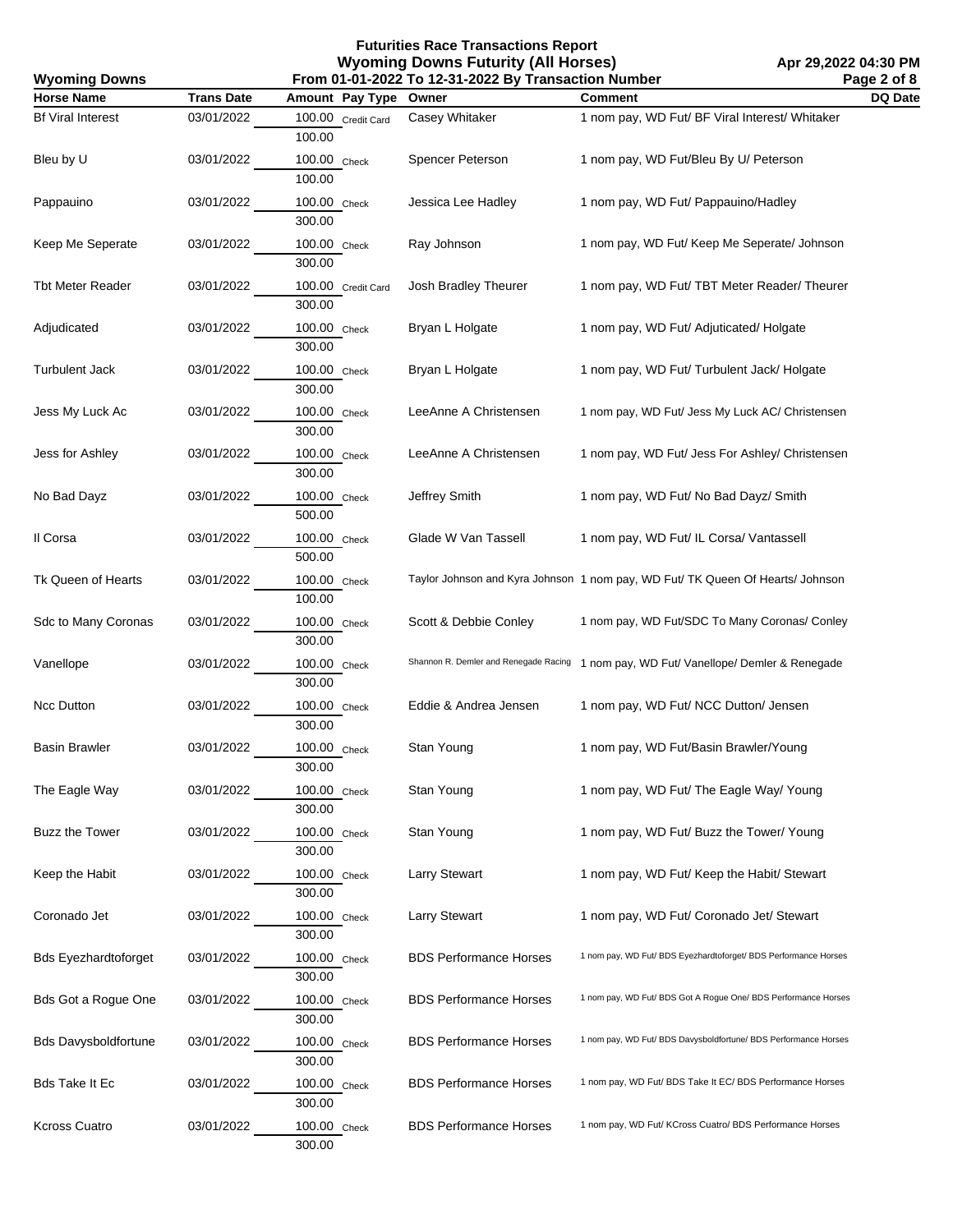# Futurities Race Transactions Report

## Wyoming Downs Futurity (All Horses)

**Wyoming Downs** — From 01-01-2022 To 12-31-2022 By Transaction Number — Apr 29,2022 04:30 PM

| Horse Name | Trans Date | Amount | Pay Type | Owner | Comment | DQ Date |
|---|---|---|---|---|---|---|
| Bf Viral Interest | 03/01/2022 | 100.00 | Credit Card | Casey Whitaker | 1 nom pay, WD Fut/ BF Viral Interest/ Whitaker | |
| | | 100.00 | | | | |
| Bleu by U | 03/01/2022 | 100.00 | Check | Spencer Peterson | 1 nom pay, WD Fut/Bleu By U/ Peterson | |
| | | 100.00 | | | | |
| Pappauino | 03/01/2022 | 100.00 | Check | Jessica Lee Hadley | 1 nom pay, WD Fut/ Pappauino/Hadley | |
| | | 300.00 | | | | |
| Keep Me Seperate | 03/01/2022 | 100.00 | Check | Ray Johnson | 1 nom pay, WD Fut/ Keep Me Seperate/ Johnson | |
| | | 300.00 | | | | |
| Tbt Meter Reader | 03/01/2022 | 100.00 | Credit Card | Josh Bradley Theurer | 1 nom pay, WD Fut/ TBT Meter Reader/ Theurer | |
| | | 300.00 | | | | |
| Adjudicated | 03/01/2022 | 100.00 | Check | Bryan L Holgate | 1 nom pay, WD Fut/ Adjuticated/ Holgate | |
| | | 300.00 | | | | |
| Turbulent Jack | 03/01/2022 | 100.00 | Check | Bryan L Holgate | 1 nom pay, WD Fut/ Turbulent Jack/ Holgate | |
| | | 300.00 | | | | |
| Jess My Luck Ac | 03/01/2022 | 100.00 | Check | LeeAnne A Christensen | 1 nom pay, WD Fut/ Jess My Luck AC/ Christensen | |
| | | 300.00 | | | | |
| Jess for Ashley | 03/01/2022 | 100.00 | Check | LeeAnne A Christensen | 1 nom pay, WD Fut/ Jess For Ashley/ Christensen | |
| | | 300.00 | | | | |
| No Bad Dayz | 03/01/2022 | 100.00 | Check | Jeffrey Smith | 1 nom pay, WD Fut/ No Bad Dayz/ Smith | |
| | | 500.00 | | | | |
| Il Corsa | 03/01/2022 | 100.00 | Check | Glade W Van Tassell | 1 nom pay, WD Fut/ IL Corsa/ Vantassell | |
| | | 500.00 | | | | |
| Tk Queen of Hearts | 03/01/2022 | 100.00 | Check | Taylor Johnson and Kyra Johnson | 1 nom pay, WD Fut/ TK Queen Of Hearts/ Johnson | |
| | | 100.00 | | | | |
| Sdc to Many Coronas | 03/01/2022 | 100.00 | Check | Scott & Debbie Conley | 1 nom pay, WD Fut/SDC To Many Coronas/ Conley | |
| | | 300.00 | | | | |
| Vanellope | 03/01/2022 | 100.00 | Check | Shannon R. Demler and Renegade Racing | 1 nom pay, WD Fut/ Vanellope/ Demler & Renegade | |
| | | 300.00 | | | | |
| Ncc Dutton | 03/01/2022 | 100.00 | Check | Eddie & Andrea Jensen | 1 nom pay, WD Fut/ NCC Dutton/ Jensen | |
| | | 300.00 | | | | |
| Basin Brawler | 03/01/2022 | 100.00 | Check | Stan Young | 1 nom pay, WD Fut/Basin Brawler/Young | |
| | | 300.00 | | | | |
| The Eagle Way | 03/01/2022 | 100.00 | Check | Stan Young | 1 nom pay, WD Fut/ The Eagle Way/ Young | |
| | | 300.00 | | | | |
| Buzz the Tower | 03/01/2022 | 100.00 | Check | Stan Young | 1 nom pay, WD Fut/ Buzz the Tower/ Young | |
| | | 300.00 | | | | |
| Keep the Habit | 03/01/2022 | 100.00 | Check | Larry Stewart | 1 nom pay, WD Fut/ Keep the Habit/ Stewart | |
| | | 300.00 | | | | |
| Coronado Jet | 03/01/2022 | 100.00 | Check | Larry Stewart | 1 nom pay, WD Fut/ Coronado Jet/ Stewart | |
| | | 300.00 | | | | |
| Bds Eyezhardtoforget | 03/01/2022 | 100.00 | Check | BDS Performance Horses | 1 nom pay, WD Fut/ BDS Eyezhardtoforget/ BDS Performance Horses | |
| | | 300.00 | | | | |
| Bds Got a Rogue One | 03/01/2022 | 100.00 | Check | BDS Performance Horses | 1 nom pay, WD Fut/ BDS Got A Rogue One/ BDS Performance Horses | |
| | | 300.00 | | | | |
| Bds Davysboldfortune | 03/01/2022 | 100.00 | Check | BDS Performance Horses | 1 nom pay, WD Fut/ BDS Davysboldfortune/ BDS Performance Horses | |
| | | 300.00 | | | | |
| Bds Take It Ec | 03/01/2022 | 100.00 | Check | BDS Performance Horses | 1 nom pay, WD Fut/ BDS Take It EC/ BDS Performance Horses | |
| | | 300.00 | | | | |
| Kcross Cuatro | 03/01/2022 | 100.00 | Check | BDS Performance Horses | 1 nom pay, WD Fut/ KCross Cuatro/ BDS Performance Horses | |
| | | 300.00 | | | | |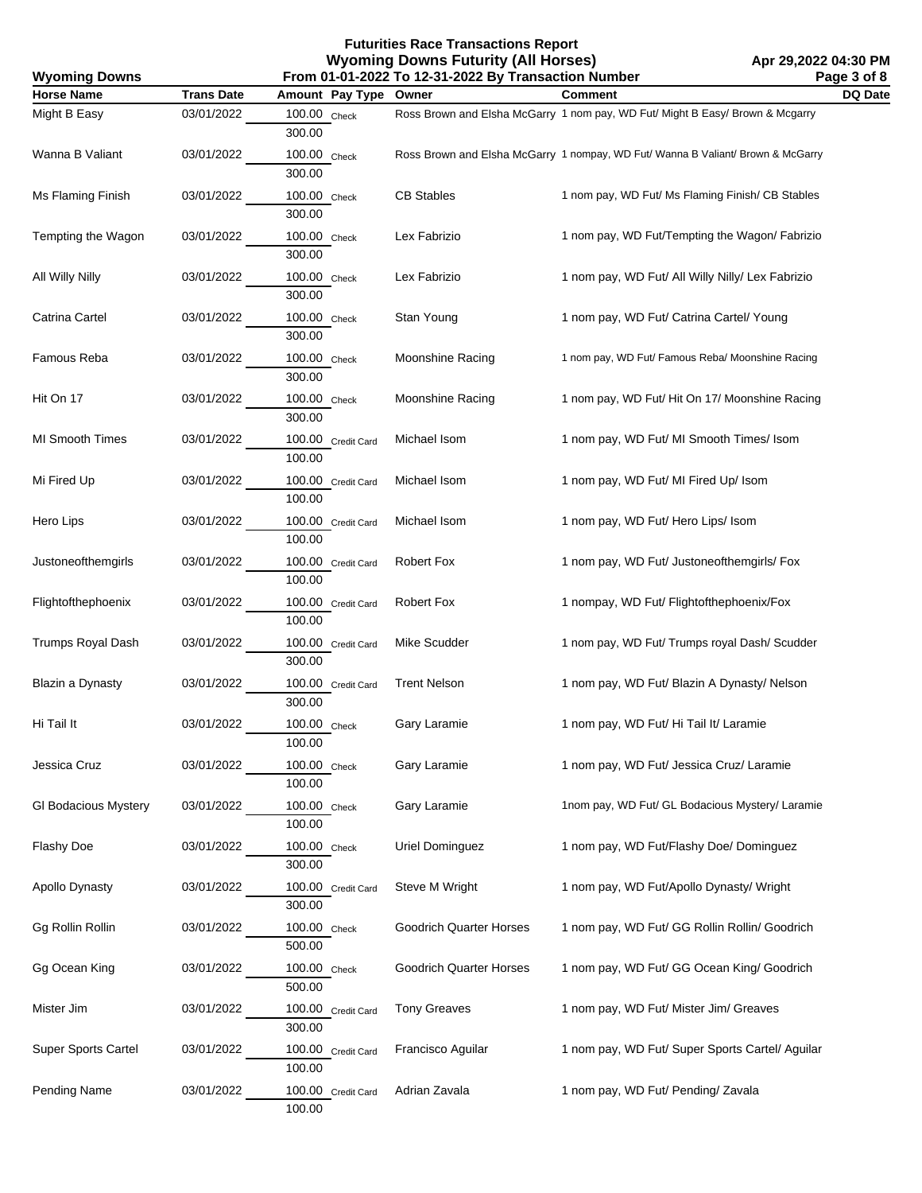# Futurities Race Transactions Report

## Wyoming Downs Futurity (All Horses)

**Wyoming Downs** — From 01-01-2022 To 12-31-2022 By Transaction Number — Apr 29,2022 04:30 PM

| Horse Name | Trans Date | Amount | Pay Type | Owner | Comment | DQ Date |
|---|---|---|---|---|---|---|
| Might B Easy | 03/01/2022 | 100.00 | Check | Ross Brown and Elsha McGarry | 1 nom pay, WD Fut/ Might B Easy/ Brown & Mcgarry | |
| | | 300.00 | | | | |
| Wanna B Valiant | 03/01/2022 | 100.00 | Check | Ross Brown and Elsha McGarry | 1 nompay, WD Fut/ Wanna B Valiant/ Brown & McGarry | |
| | | 300.00 | | | | |
| Ms Flaming Finish | 03/01/2022 | 100.00 | Check | CB Stables | 1 nom pay, WD Fut/ Ms Flaming Finish/ CB Stables | |
| | | 300.00 | | | | |
| Tempting the Wagon | 03/01/2022 | 100.00 | Check | Lex Fabrizio | 1 nom pay, WD Fut/Tempting the Wagon/ Fabrizio | |
| | | 300.00 | | | | |
| All Willy Nilly | 03/01/2022 | 100.00 | Check | Lex Fabrizio | 1 nom pay, WD Fut/ All Willy Nilly/ Lex Fabrizio | |
| | | 300.00 | | | | |
| Catrina Cartel | 03/01/2022 | 100.00 | Check | Stan Young | 1 nom pay, WD Fut/ Catrina Cartel/ Young | |
| | | 300.00 | | | | |
| Famous Reba | 03/01/2022 | 100.00 | Check | Moonshine Racing | 1 nom pay, WD Fut/ Famous Reba/ Moonshine Racing | |
| | | 300.00 | | | | |
| Hit On 17 | 03/01/2022 | 100.00 | Check | Moonshine Racing | 1 nom pay, WD Fut/ Hit On 17/ Moonshine Racing | |
| | | 300.00 | | | | |
| MI Smooth Times | 03/01/2022 | 100.00 | Credit Card | Michael Isom | 1 nom pay, WD Fut/ MI Smooth Times/ Isom | |
| | | 100.00 | | | | |
| Mi Fired Up | 03/01/2022 | 100.00 | Credit Card | Michael Isom | 1 nom pay, WD Fut/ MI Fired Up/ Isom | |
| | | 100.00 | | | | |
| Hero Lips | 03/01/2022 | 100.00 | Credit Card | Michael Isom | 1 nom pay, WD Fut/ Hero Lips/ Isom | |
| | | 100.00 | | | | |
| Justoneofthemgirls | 03/01/2022 | 100.00 | Credit Card | Robert Fox | 1 nom pay, WD Fut/ Justoneofthemgirls/ Fox | |
| | | 100.00 | | | | |
| Flightofthephoenix | 03/01/2022 | 100.00 | Credit Card | Robert Fox | 1 nompay, WD Fut/ Flightofthephoenix/Fox | |
| | | 100.00 | | | | |
| Trumps Royal Dash | 03/01/2022 | 100.00 | Credit Card | Mike Scudder | 1 nom pay, WD Fut/ Trumps royal Dash/ Scudder | |
| | | 300.00 | | | | |
| Blazin a Dynasty | 03/01/2022 | 100.00 | Credit Card | Trent Nelson | 1 nom pay, WD Fut/ Blazin A Dynasty/ Nelson | |
| | | 300.00 | | | | |
| Hi Tail It | 03/01/2022 | 100.00 | Check | Gary Laramie | 1 nom pay, WD Fut/ Hi Tail It/ Laramie | |
| | | 100.00 | | | | |
| Jessica Cruz | 03/01/2022 | 100.00 | Check | Gary Laramie | 1 nom pay, WD Fut/ Jessica Cruz/ Laramie | |
| | | 100.00 | | | | |
| Gl Bodacious Mystery | 03/01/2022 | 100.00 | Check | Gary Laramie | 1nom pay, WD Fut/ GL Bodacious Mystery/ Laramie | |
| | | 100.00 | | | | |
| Flashy Doe | 03/01/2022 | 100.00 | Check | Uriel Dominguez | 1 nom pay, WD Fut/Flashy Doe/ Dominguez | |
| | | 300.00 | | | | |
| Apollo Dynasty | 03/01/2022 | 100.00 | Credit Card | Steve M Wright | 1 nom pay, WD Fut/Apollo Dynasty/ Wright | |
| | | 300.00 | | | | |
| Gg Rollin Rollin | 03/01/2022 | 100.00 | Check | Goodrich Quarter Horses | 1 nom pay, WD Fut/ GG Rollin Rollin/ Goodrich | |
| | | 500.00 | | | | |
| Gg Ocean King | 03/01/2022 | 100.00 | Check | Goodrich Quarter Horses | 1 nom pay, WD Fut/ GG Ocean King/ Goodrich | |
| | | 500.00 | | | | |
| Mister Jim | 03/01/2022 | 100.00 | Credit Card | Tony Greaves | 1 nom pay, WD Fut/ Mister Jim/ Greaves | |
| | | 300.00 | | | | |
| Super Sports Cartel | 03/01/2022 | 100.00 | Credit Card | Francisco Aguilar | 1 nom pay, WD Fut/ Super Sports Cartel/ Aguilar | |
| | | 100.00 | | | | |
| Pending Name | 03/01/2022 | 100.00 | Credit Card | Adrian Zavala | 1 nom pay, WD Fut/ Pending/ Zavala | |
| | | 100.00 | | | | |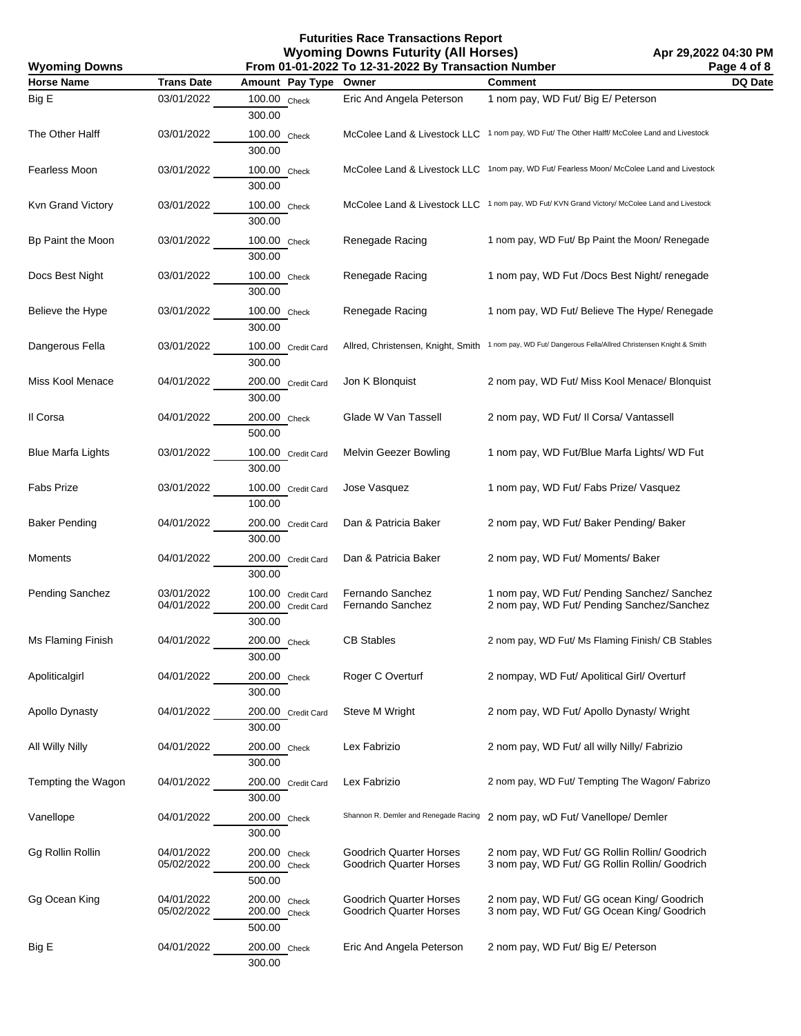# Futurities Race Transactions Report

## Wyoming Downs Futurity (All Horses)

**Wyoming Downs** — From 01-01-2022 To 12-31-2022 By Transaction Number — Apr 29,2022 04:30 PM

| Horse Name | Trans Date | Amount | Pay Type | Owner | Comment | DQ Date |
|---|---|---|---|---|---|---|
| Big E | 03/01/2022 | 100.00 | Check | Eric And Angela Peterson | 1 nom pay, WD Fut/ Big E/ Peterson | |
| | | 300.00 | | | | |
| The Other Halff | 03/01/2022 | 100.00 | Check | McColee Land & Livestock LLC | 1 nom pay, WD Fut/ The Other Halff/ McColee Land and Livestock | |
| | | 300.00 | | | | |
| Fearless Moon | 03/01/2022 | 100.00 | Check | McColee Land & Livestock LLC | 1nom pay, WD Fut/ Fearless Moon/ McColee Land and Livestock | |
| | | 300.00 | | | | |
| Kvn Grand Victory | 03/01/2022 | 100.00 | Check | McColee Land & Livestock LLC | 1 nom pay, WD Fut/ KVN Grand Victory/ McColee Land and Livestock | |
| | | 300.00 | | | | |
| Bp Paint the Moon | 03/01/2022 | 100.00 | Check | Renegade Racing | 1 nom pay, WD Fut/ Bp Paint the Moon/ Renegade | |
| | | 300.00 | | | | |
| Docs Best Night | 03/01/2022 | 100.00 | Check | Renegade Racing | 1 nom pay, WD Fut /Docs Best Night/ renegade | |
| | | 300.00 | | | | |
| Believe the Hype | 03/01/2022 | 100.00 | Check | Renegade Racing | 1 nom pay, WD Fut/ Believe The Hype/ Renegade | |
| | | 300.00 | | | | |
| Dangerous Fella | 03/01/2022 | 100.00 | Credit Card | Allred, Christensen, Knight, Smith | 1 nom pay, WD Fut/ Dangerous Fella/Allred Christensen Knight & Smith | |
| | | 300.00 | | | | |
| Miss Kool Menace | 04/01/2022 | 200.00 | Credit Card | Jon K Blonquist | 2 nom pay, WD Fut/ Miss Kool Menace/ Blonquist | |
| | | 300.00 | | | | |
| Il Corsa | 04/01/2022 | 200.00 | Check | Glade W Van Tassell | 2 nom pay, WD Fut/ Il Corsa/ Vantassell | |
| | | 500.00 | | | | |
| Blue Marfa Lights | 03/01/2022 | 100.00 | Credit Card | Melvin Geezer Bowling | 1 nom pay, WD Fut/Blue Marfa Lights/ WD Fut | |
| | | 300.00 | | | | |
| Fabs Prize | 03/01/2022 | 100.00 | Credit Card | Jose Vasquez | 1 nom pay, WD Fut/ Fabs Prize/ Vasquez | |
| | | 100.00 | | | | |
| Baker Pending | 04/01/2022 | 200.00 | Credit Card | Dan & Patricia Baker | 2 nom pay, WD Fut/ Baker Pending/ Baker | |
| | | 300.00 | | | | |
| Moments | 04/01/2022 | 200.00 | Credit Card | Dan & Patricia Baker | 2 nom pay, WD Fut/ Moments/ Baker | |
| | | 300.00 | | | | |
| Pending Sanchez | 03/01/2022 | 100.00 | Credit Card | Fernando Sanchez | 1 nom pay, WD Fut/ Pending Sanchez/ Sanchez | |
| | 04/01/2022 | 200.00 | Credit Card | Fernando Sanchez | 2 nom pay, WD Fut/ Pending Sanchez/Sanchez | |
| | | 300.00 | | | | |
| Ms Flaming Finish | 04/01/2022 | 200.00 | Check | CB Stables | 2 nom pay, WD Fut/ Ms Flaming Finish/ CB Stables | |
| | | 300.00 | | | | |
| Apoliticalgirl | 04/01/2022 | 200.00 | Check | Roger C Overturf | 2 nompay, WD Fut/ Apolitical Girl/ Overturf | |
| | | 300.00 | | | | |
| Apollo Dynasty | 04/01/2022 | 200.00 | Credit Card | Steve M Wright | 2 nom pay, WD Fut/ Apollo Dynasty/ Wright | |
| | | 300.00 | | | | |
| All Willy Nilly | 04/01/2022 | 200.00 | Check | Lex Fabrizio | 2 nom pay, WD Fut/ all willy Nilly/ Fabrizio | |
| | | 300.00 | | | | |
| Tempting the Wagon | 04/01/2022 | 200.00 | Credit Card | Lex Fabrizio | 2 nom pay, WD Fut/ Tempting The Wagon/ Fabrizo | |
| | | 300.00 | | | | |
| Vanellope | 04/01/2022 | 200.00 | Check | Shannon R. Demler and Renegade Racing | 2 nom pay, wD Fut/ Vanellope/ Demler | |
| | | 300.00 | | | | |
| Gg Rollin Rollin | 04/01/2022 | 200.00 | Check | Goodrich Quarter Horses | 2 nom pay, WD Fut/ GG Rollin Rollin/ Goodrich | |
| | 05/02/2022 | 200.00 | Check | Goodrich Quarter Horses | 3 nom pay, WD Fut/ GG Rollin Rollin/ Goodrich | |
| | | 500.00 | | | | |
| Gg Ocean King | 04/01/2022 | 200.00 | Check | Goodrich Quarter Horses | 2 nom pay, WD Fut/ GG ocean King/ Goodrich | |
| | 05/02/2022 | 200.00 | Check | Goodrich Quarter Horses | 3 nom pay, WD Fut/ GG Ocean King/ Goodrich | |
| | | 500.00 | | | | |
| Big E | 04/01/2022 | 200.00 | Check | Eric And Angela Peterson | 2 nom pay, WD Fut/ Big E/ Peterson | |
| | | 300.00 | | | | |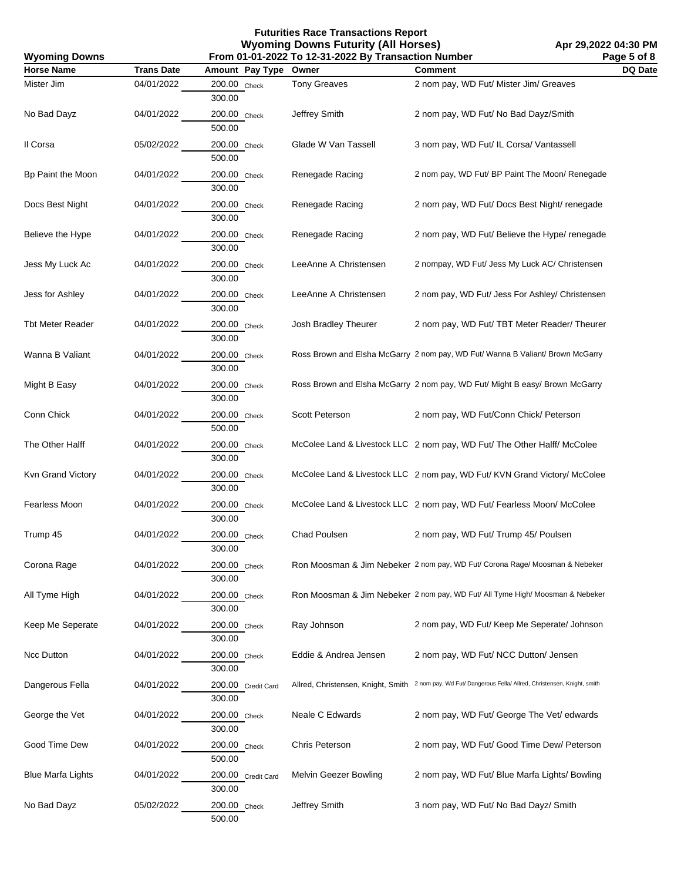# Futurities Race Transactions Report
## Wyoming Downs Futurity (All Horses)
### From 01-01-2022 To 12-31-2022 By Transaction Number

Wyoming Downs

Apr 29,2022 04:30 PM

| Horse Name | Trans Date | Amount | Pay Type | Owner | Comment | DQ Date |
|---|---|---|---|---|---|---|
| Mister Jim | 04/01/2022 | 200.00 | Check | Tony Greaves | 2 nom pay, WD Fut/ Mister Jim/ Greaves | |
| | | 300.00 | | | | |
| No Bad Dayz | 04/01/2022 | 200.00 | Check | Jeffrey Smith | 2 nom pay, WD Fut/ No Bad Dayz/Smith | |
| | | 500.00 | | | | |
| Il Corsa | 05/02/2022 | 200.00 | Check | Glade W Van Tassell | 3 nom pay, WD Fut/ IL Corsa/ Vantassell | |
| | | 500.00 | | | | |
| Bp Paint the Moon | 04/01/2022 | 200.00 | Check | Renegade Racing | 2 nom pay, WD Fut/ BP Paint The Moon/ Renegade | |
| | | 300.00 | | | | |
| Docs Best Night | 04/01/2022 | 200.00 | Check | Renegade Racing | 2 nom pay, WD Fut/ Docs Best Night/ renegade | |
| | | 300.00 | | | | |
| Believe the Hype | 04/01/2022 | 200.00 | Check | Renegade Racing | 2 nom pay, WD Fut/ Believe the Hype/ renegade | |
| | | 300.00 | | | | |
| Jess My Luck Ac | 04/01/2022 | 200.00 | Check | LeeAnne A Christensen | 2 nompay, WD Fut/ Jess My Luck AC/ Christensen | |
| | | 300.00 | | | | |
| Jess for Ashley | 04/01/2022 | 200.00 | Check | LeeAnne A Christensen | 2 nom pay, WD Fut/ Jess For Ashley/ Christensen | |
| | | 300.00 | | | | |
| Tbt Meter Reader | 04/01/2022 | 200.00 | Check | Josh Bradley Theurer | 2 nom pay, WD Fut/ TBT Meter Reader/ Theurer | |
| | | 300.00 | | | | |
| Wanna B Valiant | 04/01/2022 | 200.00 | Check | Ross Brown and Elsha McGarry | 2 nom pay, WD Fut/ Wanna B Valiant/ Brown McGarry | |
| | | 300.00 | | | | |
| Might B Easy | 04/01/2022 | 200.00 | Check | Ross Brown and Elsha McGarry | 2 nom pay, WD Fut/ Might B easy/ Brown McGarry | |
| | | 300.00 | | | | |
| Conn Chick | 04/01/2022 | 200.00 | Check | Scott Peterson | 2 nom pay, WD Fut/Conn Chick/ Peterson | |
| | | 500.00 | | | | |
| The Other Halff | 04/01/2022 | 200.00 | Check | McColee Land & Livestock LLC | 2 nom pay, WD Fut/ The Other Halff/ McColee | |
| | | 300.00 | | | | |
| Kvn Grand Victory | 04/01/2022 | 200.00 | Check | McColee Land & Livestock LLC | 2 nom pay, WD Fut/ KVN Grand Victory/ McColee | |
| | | 300.00 | | | | |
| Fearless Moon | 04/01/2022 | 200.00 | Check | McColee Land & Livestock LLC | 2 nom pay, WD Fut/ Fearless Moon/ McColee | |
| | | 300.00 | | | | |
| Trump 45 | 04/01/2022 | 200.00 | Check | Chad Poulsen | 2 nom pay, WD Fut/ Trump 45/ Poulsen | |
| | | 300.00 | | | | |
| Corona Rage | 04/01/2022 | 200.00 | Check | Ron Moosman & Jim Nebeker | 2 nom pay, WD Fut/ Corona Rage/ Moosman & Nebeker | |
| | | 300.00 | | | | |
| All Tyme High | 04/01/2022 | 200.00 | Check | Ron Moosman & Jim Nebeker | 2 nom pay, WD Fut/ All Tyme High/ Moosman & Nebeker | |
| | | 300.00 | | | | |
| Keep Me Seperate | 04/01/2022 | 200.00 | Check | Ray Johnson | 2 nom pay, WD Fut/ Keep Me Seperate/ Johnson | |
| | | 300.00 | | | | |
| Ncc Dutton | 04/01/2022 | 200.00 | Check | Eddie & Andrea Jensen | 2 nom pay, WD Fut/ NCC Dutton/ Jensen | |
| | | 300.00 | | | | |
| Dangerous Fella | 04/01/2022 | 200.00 | Credit Card | Allred, Christensen, Knight, Smith | 2 nom pay, Wd Fut/ Dangerous Fella/ Allred, Christensen, Knight, smith | |
| | | 300.00 | | | | |
| George the Vet | 04/01/2022 | 200.00 | Check | Neale C Edwards | 2 nom pay, WD Fut/ George The Vet/ edwards | |
| | | 300.00 | | | | |
| Good Time Dew | 04/01/2022 | 200.00 | Check | Chris Peterson | 2 nom pay, WD Fut/ Good Time Dew/ Peterson | |
| | | 500.00 | | | | |
| Blue Marfa Lights | 04/01/2022 | 200.00 | Credit Card | Melvin Geezer Bowling | 2 nom pay, WD Fut/ Blue Marfa Lights/ Bowling | |
| | | 300.00 | | | | |
| No Bad Dayz | 05/02/2022 | 200.00 | Check | Jeffrey Smith | 3 nom pay, WD Fut/ No Bad Dayz/ Smith | |
| | | 500.00 | | | | |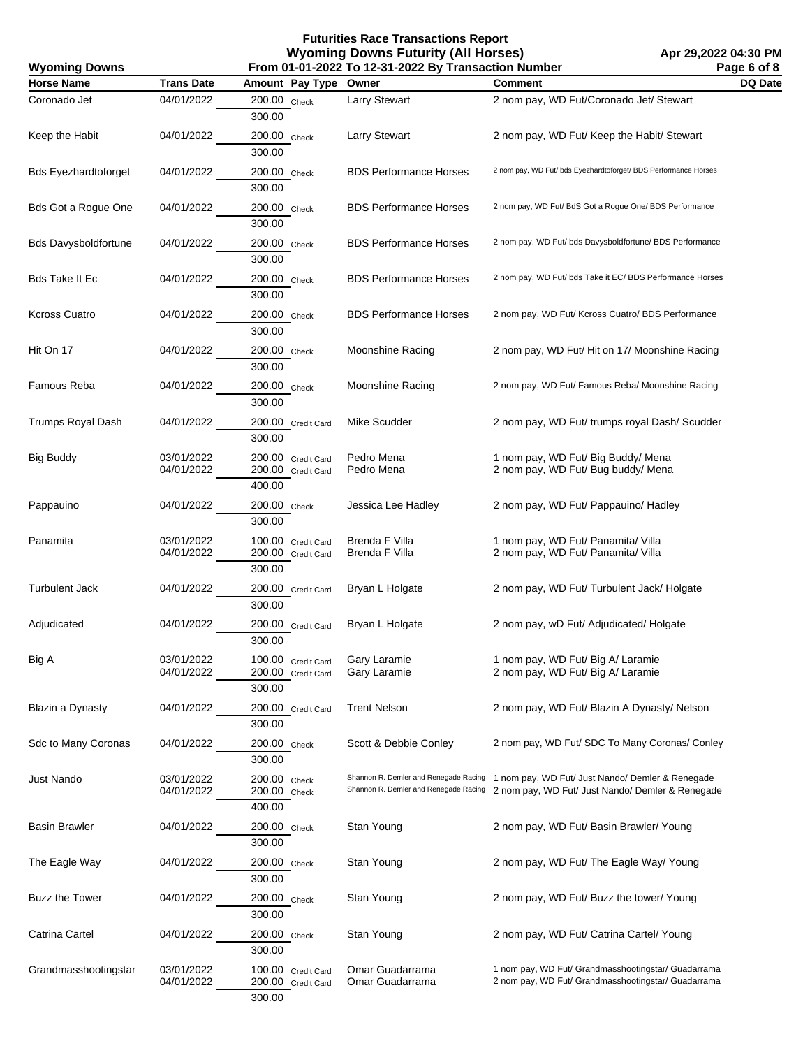# Futurities Race Transactions Report

## Wyoming Downs Futurity (All Horses)

**Wyoming Downs** — From 01-01-2022 To 12-31-2022 By Transaction Number — Apr 29,2022 04:30 PM

| Horse Name | Trans Date | Amount | Pay Type | Owner | Comment | DQ Date |
|---|---|---|---|---|---|---|
| Coronado Jet | 04/01/2022 | 200.00 | Check | Larry Stewart | 2 nom pay, WD Fut/Coronado Jet/ Stewart | |
| | | 300.00 | | | | |
| Keep the Habit | 04/01/2022 | 200.00 | Check | Larry Stewart | 2 nom pay, WD Fut/ Keep the Habit/ Stewart | |
| | | 300.00 | | | | |
| Bds Eyezhardtoforget | 04/01/2022 | 200.00 | Check | BDS Performance Horses | 2 nom pay, WD Fut/ bds Eyezhardtoforget/ BDS Performance Horses | |
| | | 300.00 | | | | |
| Bds Got a Rogue One | 04/01/2022 | 200.00 | Check | BDS Performance Horses | 2 nom pay, WD Fut/ BdS Got a Rogue One/ BDS Performance | |
| | | 300.00 | | | | |
| Bds Davysboldfortune | 04/01/2022 | 200.00 | Check | BDS Performance Horses | 2 nom pay, WD Fut/ bds Davysboldfortune/ BDS Performance | |
| | | 300.00 | | | | |
| Bds Take It Ec | 04/01/2022 | 200.00 | Check | BDS Performance Horses | 2 nom pay, WD Fut/ bds Take it EC/ BDS Performance Horses | |
| | | 300.00 | | | | |
| Kcross Cuatro | 04/01/2022 | 200.00 | Check | BDS Performance Horses | 2 nom pay, WD Fut/ Kcross Cuatro/ BDS Performance | |
| | | 300.00 | | | | |
| Hit On 17 | 04/01/2022 | 200.00 | Check | Moonshine Racing | 2 nom pay, WD Fut/ Hit on 17/ Moonshine Racing | |
| | | 300.00 | | | | |
| Famous Reba | 04/01/2022 | 200.00 | Check | Moonshine Racing | 2 nom pay, WD Fut/ Famous Reba/ Moonshine Racing | |
| | | 300.00 | | | | |
| Trumps Royal Dash | 04/01/2022 | 200.00 | Credit Card | Mike Scudder | 2 nom pay, WD Fut/ trumps royal Dash/ Scudder | |
| | | 300.00 | | | | |
| Big Buddy | 03/01/2022 | 200.00 | Credit Card | Pedro Mena | 1 nom pay, WD Fut/ Big Buddy/ Mena | |
| | 04/01/2022 | 200.00 | Credit Card | Pedro Mena | 2 nom pay, WD Fut/ Bug buddy/ Mena | |
| | | 400.00 | | | | |
| Pappauino | 04/01/2022 | 200.00 | Check | Jessica Lee Hadley | 2 nom pay, WD Fut/ Pappauino/ Hadley | |
| | | 300.00 | | | | |
| Panamita | 03/01/2022 | 100.00 | Credit Card | Brenda F Villa | 1 nom pay, WD Fut/ Panamita/ Villa | |
| | 04/01/2022 | 200.00 | Credit Card | Brenda F Villa | 2 nom pay, WD Fut/ Panamita/ Villa | |
| | | 300.00 | | | | |
| Turbulent Jack | 04/01/2022 | 200.00 | Credit Card | Bryan L Holgate | 2 nom pay, WD Fut/ Turbulent Jack/ Holgate | |
| | | 300.00 | | | | |
| Adjudicated | 04/01/2022 | 200.00 | Credit Card | Bryan L Holgate | 2 nom pay, wD Fut/ Adjudicated/ Holgate | |
| | | 300.00 | | | | |
| Big A | 03/01/2022 | 100.00 | Credit Card | Gary Laramie | 1 nom pay, WD Fut/ Big A/ Laramie | |
| | 04/01/2022 | 200.00 | Credit Card | Gary Laramie | 2 nom pay, WD Fut/ Big A/ Laramie | |
| | | 300.00 | | | | |
| Blazin a Dynasty | 04/01/2022 | 200.00 | Credit Card | Trent Nelson | 2 nom pay, WD Fut/ Blazin A Dynasty/ Nelson | |
| | | 300.00 | | | | |
| Sdc to Many Coronas | 04/01/2022 | 200.00 | Check | Scott & Debbie Conley | 2 nom pay, WD Fut/ SDC To Many Coronas/ Conley | |
| | | 300.00 | | | | |
| Just Nando | 03/01/2022 | 200.00 | Check | Shannon R. Demler and Renegade Racing | 1 nom pay, WD Fut/ Just Nando/ Demler & Renegade | |
| | 04/01/2022 | 200.00 | Check | Shannon R. Demler and Renegade Racing | 2 nom pay, WD Fut/ Just Nando/ Demler & Renegade | |
| | | 400.00 | | | | |
| Basin Brawler | 04/01/2022 | 200.00 | Check | Stan Young | 2 nom pay, WD Fut/ Basin Brawler/ Young | |
| | | 300.00 | | | | |
| The Eagle Way | 04/01/2022 | 200.00 | Check | Stan Young | 2 nom pay, WD Fut/ The Eagle Way/ Young | |
| | | 300.00 | | | | |
| Buzz the Tower | 04/01/2022 | 200.00 | Check | Stan Young | 2 nom pay, WD Fut/ Buzz the tower/ Young | |
| | | 300.00 | | | | |
| Catrina Cartel | 04/01/2022 | 200.00 | Check | Stan Young | 2 nom pay, WD Fut/ Catrina Cartel/ Young | |
| | | 300.00 | | | | |
| Grandmasshootingstar | 03/01/2022 | 100.00 | Credit Card | Omar Guadarrama | 1 nom pay, WD Fut/ Grandmasshootingstar/ Guadarrama | |
| | 04/01/2022 | 200.00 | Credit Card | Omar Guadarrama | 2 nom pay, WD Fut/ Grandmasshootingstar/ Guadarrama | |
| | | 300.00 | | | | |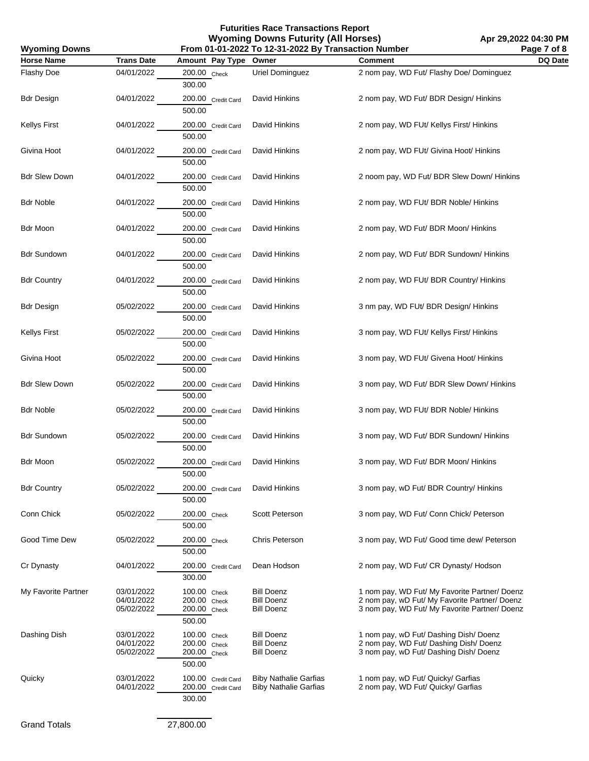# Futurities Race Transactions Report
## Wyoming Downs Futurity (All Horses)
### From 01-01-2022 To 12-31-2022 By Transaction Number

Wyoming Downs — Apr 29,2022 04:30 PM

| Horse Name | Trans Date | Amount | Pay Type | Owner | Comment | DQ Date |
|---|---|---|---|---|---|---|
| Flashy Doe | 04/01/2022 | 200.00 | Check | Uriel Dominguez | 2 nom pay, WD Fut/ Flashy Doe/ Dominguez | |
| | | 300.00 | | | | |
| Bdr Design | 04/01/2022 | 200.00 | Credit Card | David Hinkins | 2 nom pay, WD Fut/ BDR Design/ Hinkins | |
| | | 500.00 | | | | |
| Kellys First | 04/01/2022 | 200.00 | Credit Card | David Hinkins | 2 nom pay, WD FUt/ Kellys First/ Hinkins | |
| | | 500.00 | | | | |
| Givina Hoot | 04/01/2022 | 200.00 | Credit Card | David Hinkins | 2 nom pay, WD FUt/ Givina Hoot/ Hinkins | |
| | | 500.00 | | | | |
| Bdr Slew Down | 04/01/2022 | 200.00 | Credit Card | David Hinkins | 2 noom pay, WD Fut/ BDR Slew Down/ Hinkins | |
| | | 500.00 | | | | |
| Bdr Noble | 04/01/2022 | 200.00 | Credit Card | David Hinkins | 2 nom pay, WD FUt/ BDR Noble/ Hinkins | |
| | | 500.00 | | | | |
| Bdr Moon | 04/01/2022 | 200.00 | Credit Card | David Hinkins | 2 nom pay, WD Fut/ BDR Moon/ Hinkins | |
| | | 500.00 | | | | |
| Bdr Sundown | 04/01/2022 | 200.00 | Credit Card | David Hinkins | 2 nom pay, WD Fut/ BDR Sundown/ Hinkins | |
| | | 500.00 | | | | |
| Bdr Country | 04/01/2022 | 200.00 | Credit Card | David Hinkins | 2 nom pay, WD FUt/ BDR Country/ Hinkins | |
| | | 500.00 | | | | |
| Bdr Design | 05/02/2022 | 200.00 | Credit Card | David Hinkins | 3 nm pay, WD FUt/ BDR Design/ Hinkins | |
| | | 500.00 | | | | |
| Kellys First | 05/02/2022 | 200.00 | Credit Card | David Hinkins | 3 nom pay, WD FUt/ Kellys First/ Hinkins | |
| | | 500.00 | | | | |
| Givina Hoot | 05/02/2022 | 200.00 | Credit Card | David Hinkins | 3 nom pay, WD FUt/ Givena Hoot/ Hinkins | |
| | | 500.00 | | | | |
| Bdr Slew Down | 05/02/2022 | 200.00 | Credit Card | David Hinkins | 3 nom pay, WD Fut/ BDR Slew Down/ Hinkins | |
| | | 500.00 | | | | |
| Bdr Noble | 05/02/2022 | 200.00 | Credit Card | David Hinkins | 3 nom pay, WD FUt/ BDR Noble/ Hinkins | |
| | | 500.00 | | | | |
| Bdr Sundown | 05/02/2022 | 200.00 | Credit Card | David Hinkins | 3 nom pay, WD Fut/ BDR Sundown/ Hinkins | |
| | | 500.00 | | | | |
| Bdr Moon | 05/02/2022 | 200.00 | Credit Card | David Hinkins | 3 nom pay, WD Fut/ BDR Moon/ Hinkins | |
| | | 500.00 | | | | |
| Bdr Country | 05/02/2022 | 200.00 | Credit Card | David Hinkins | 3 nom pay, wD Fut/ BDR Country/ Hinkins | |
| | | 500.00 | | | | |
| Conn Chick | 05/02/2022 | 200.00 | Check | Scott Peterson | 3 nom pay, WD Fut/ Conn Chick/ Peterson | |
| | | 500.00 | | | | |
| Good Time Dew | 05/02/2022 | 200.00 | Check | Chris Peterson | 3 nom pay, WD Fut/ Good time dew/ Peterson | |
| | | 500.00 | | | | |
| Cr Dynasty | 04/01/2022 | 200.00 | Credit Card | Dean Hodson | 2 nom pay, WD Fut/ CR Dynasty/ Hodson | |
| | | 300.00 | | | | |
| My Favorite Partner | 03/01/2022 | 100.00 | Check | Bill Doenz | 1 nom pay, WD Fut/ My Favorite Partner/ Doenz | |
| | 04/01/2022 | 200.00 | Check | Bill Doenz | 2 nom pay, wD Fut/ My Favorite Partner/ Doenz | |
| | 05/02/2022 | 200.00 | Check | Bill Doenz | 3 nom pay, WD Fut/ My Favorite Partner/ Doenz | |
| | | 500.00 | | | | |
| Dashing Dish | 03/01/2022 | 100.00 | Check | Bill Doenz | 1 nom pay, wD Fut/ Dashing Dish/ Doenz | |
| | 04/01/2022 | 200.00 | Check | Bill Doenz | 2 nom pay, WD Fut/ Dashing Dish/ Doenz | |
| | 05/02/2022 | 200.00 | Check | Bill Doenz | 3 nom pay, wD Fut/ Dashing Dish/ Doenz | |
| | | 500.00 | | | | |
| Quicky | 03/01/2022 | 100.00 | Credit Card | Biby Nathalie Garfias | 1 nom pay, wD Fut/ Quicky/ Garfias | |
| | 04/01/2022 | 200.00 | Credit Card | Biby Nathalie Garfias | 2 nom pay, WD Fut/ Quicky/ Garfias | |
| | | 300.00 | | | | |
| **Grand Totals** | | 27,800.00 | | | | |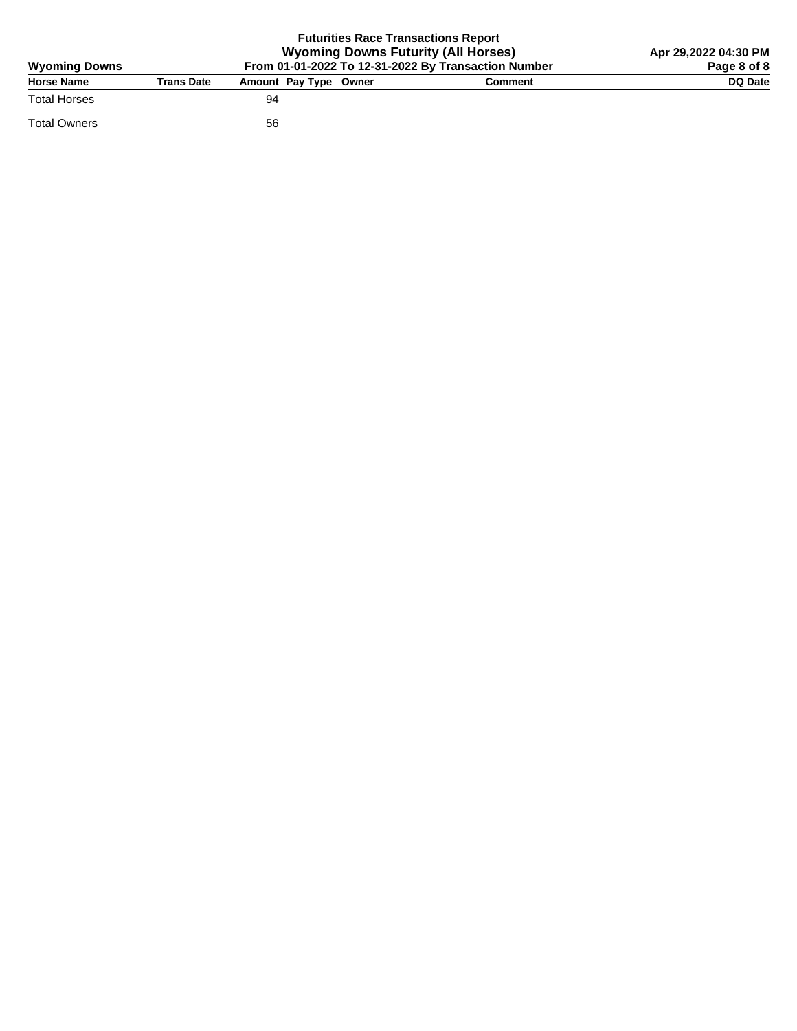| Horse Name | Trans Date | Amount | Pay Type | Owner | Comment | DQ Date |
|---|---|---|---|---|---|---|
| Total Horses | | 94 | | | | |
| Total Owners | | 56 | | | | |